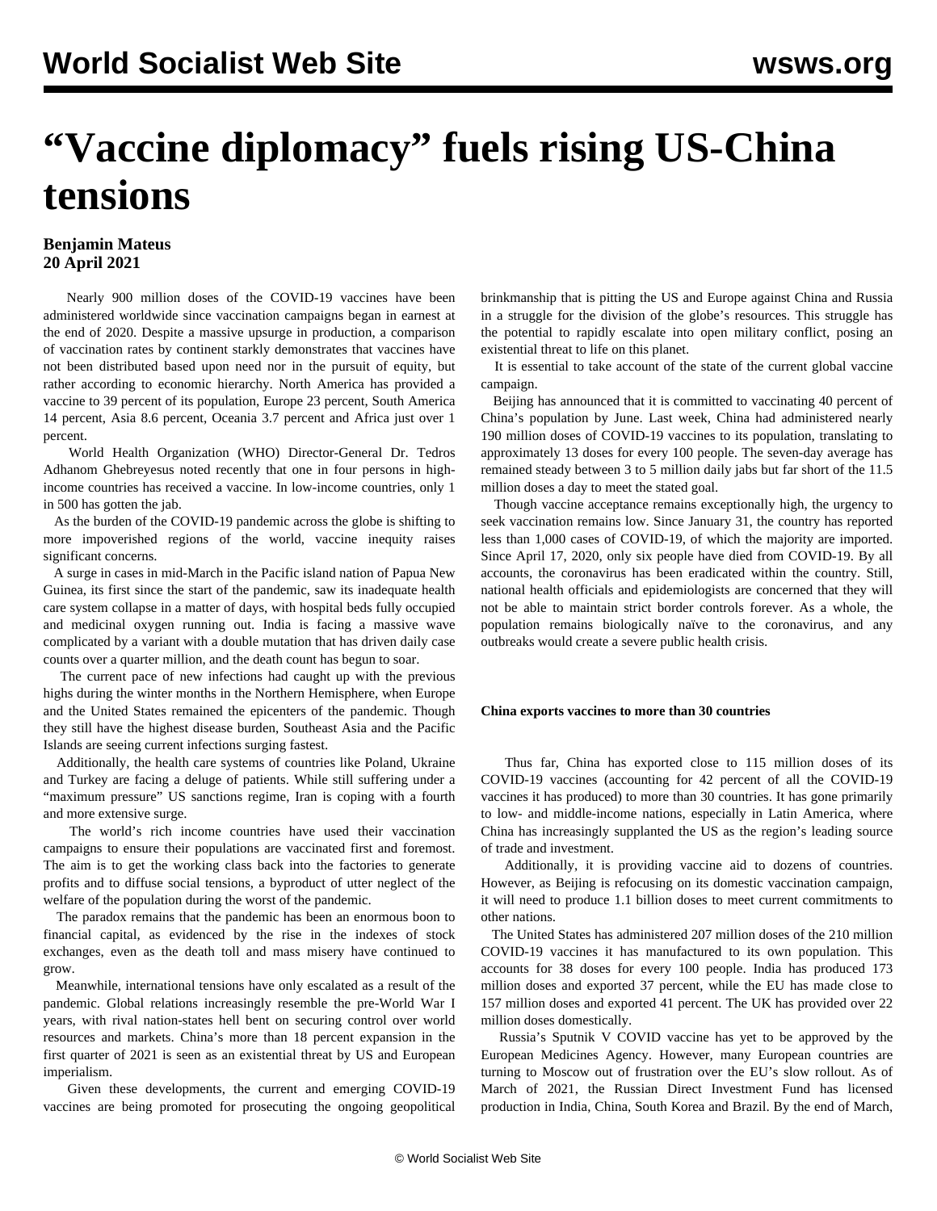# "Vaccine diplomacy" fuels rising US-China tensions

**Benjamin Mateus**
**20 April 2021**

Nearly 900 million doses of the COVID-19 vaccines have been administered worldwide since vaccination campaigns began in earnest at the end of 2020. Despite a massive upsurge in production, a comparison of vaccination rates by continent starkly demonstrates that vaccines have not been distributed based upon need nor in the pursuit of equity, but rather according to economic hierarchy. North America has provided a vaccine to 39 percent of its population, Europe 23 percent, South America 14 percent, Asia 8.6 percent, Oceania 3.7 percent and Africa just over 1 percent.

World Health Organization (WHO) Director-General Dr. Tedros Adhanom Ghebreyesus noted recently that one in four persons in high-income countries has received a vaccine. In low-income countries, only 1 in 500 has gotten the jab.

As the burden of the COVID-19 pandemic across the globe is shifting to more impoverished regions of the world, vaccine inequity raises significant concerns.

A surge in cases in mid-March in the Pacific island nation of Papua New Guinea, its first since the start of the pandemic, saw its inadequate health care system collapse in a matter of days, with hospital beds fully occupied and medicinal oxygen running out. India is facing a massive wave complicated by a variant with a double mutation that has driven daily case counts over a quarter million, and the death count has begun to soar.

The current pace of new infections had caught up with the previous highs during the winter months in the Northern Hemisphere, when Europe and the United States remained the epicenters of the pandemic. Though they still have the highest disease burden, Southeast Asia and the Pacific Islands are seeing current infections surging fastest.

Additionally, the health care systems of countries like Poland, Ukraine and Turkey are facing a deluge of patients. While still suffering under a "maximum pressure" US sanctions regime, Iran is coping with a fourth and more extensive surge.

The world's rich income countries have used their vaccination campaigns to ensure their populations are vaccinated first and foremost. The aim is to get the working class back into the factories to generate profits and to diffuse social tensions, a byproduct of utter neglect of the welfare of the population during the worst of the pandemic.

The paradox remains that the pandemic has been an enormous boon to financial capital, as evidenced by the rise in the indexes of stock exchanges, even as the death toll and mass misery have continued to grow.

Meanwhile, international tensions have only escalated as a result of the pandemic. Global relations increasingly resemble the pre-World War I years, with rival nation-states hell bent on securing control over world resources and markets. China's more than 18 percent expansion in the first quarter of 2021 is seen as an existential threat by US and European imperialism.

Given these developments, the current and emerging COVID-19 vaccines are being promoted for prosecuting the ongoing geopolitical brinkmanship that is pitting the US and Europe against China and Russia in a struggle for the division of the globe's resources. This struggle has the potential to rapidly escalate into open military conflict, posing an existential threat to life on this planet.

It is essential to take account of the state of the current global vaccine campaign.

Beijing has announced that it is committed to vaccinating 40 percent of China's population by June. Last week, China had administered nearly 190 million doses of COVID-19 vaccines to its population, translating to approximately 13 doses for every 100 people. The seven-day average has remained steady between 3 to 5 million daily jabs but far short of the 11.5 million doses a day to meet the stated goal.

Though vaccine acceptance remains exceptionally high, the urgency to seek vaccination remains low. Since January 31, the country has reported less than 1,000 cases of COVID-19, of which the majority are imported. Since April 17, 2020, only six people have died from COVID-19. By all accounts, the coronavirus has been eradicated within the country. Still, national health officials and epidemiologists are concerned that they will not be able to maintain strict border controls forever. As a whole, the population remains biologically naïve to the coronavirus, and any outbreaks would create a severe public health crisis.

**China exports vaccines to more than 30 countries**

Thus far, China has exported close to 115 million doses of its COVID-19 vaccines (accounting for 42 percent of all the COVID-19 vaccines it has produced) to more than 30 countries. It has gone primarily to low- and middle-income nations, especially in Latin America, where China has increasingly supplanted the US as the region's leading source of trade and investment.

Additionally, it is providing vaccine aid to dozens of countries. However, as Beijing is refocusing on its domestic vaccination campaign, it will need to produce 1.1 billion doses to meet current commitments to other nations.

The United States has administered 207 million doses of the 210 million COVID-19 vaccines it has manufactured to its own population. This accounts for 38 doses for every 100 people. India has produced 173 million doses and exported 37 percent, while the EU has made close to 157 million doses and exported 41 percent. The UK has provided over 22 million doses domestically.

Russia's Sputnik V COVID vaccine has yet to be approved by the European Medicines Agency. However, many European countries are turning to Moscow out of frustration over the EU's slow rollout. As of March of 2021, the Russian Direct Investment Fund has licensed production in India, China, South Korea and Brazil. By the end of March,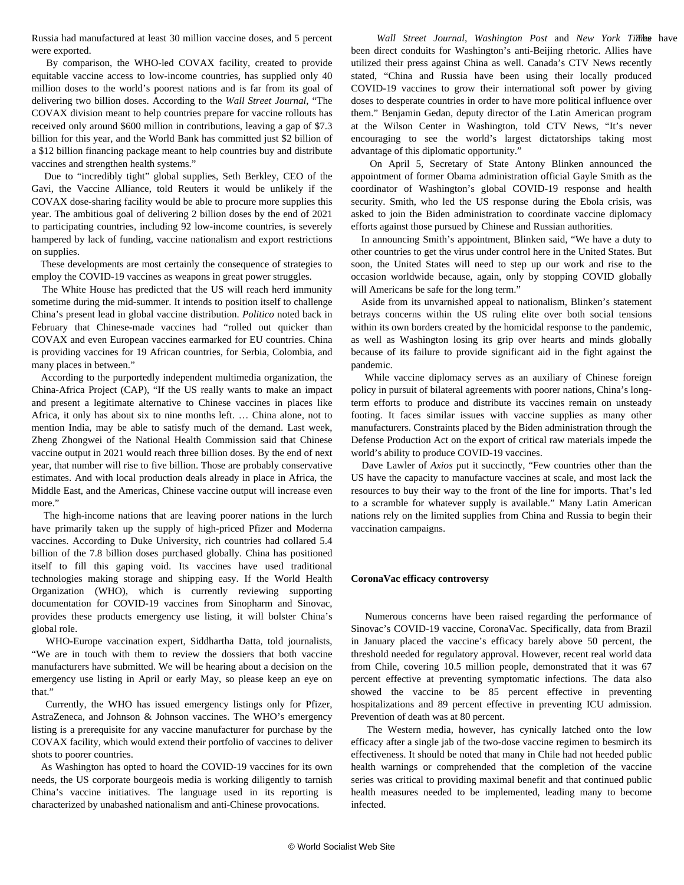Russia had manufactured at least 30 million vaccine doses, and 5 percent were exported.

By comparison, the WHO-led COVAX facility, created to provide equitable vaccine access to low-income countries, has supplied only 40 million doses to the world's poorest nations and is far from its goal of delivering two billion doses. According to the *Wall Street Journal*, "The COVAX division meant to help countries prepare for vaccine rollouts has received only around $600 million in contributions, leaving a gap of $7.3 billion for this year, and the World Bank has committed just $2 billion of a $12 billion financing package meant to help countries buy and distribute vaccines and strengthen health systems."

Due to "incredibly tight" global supplies, Seth Berkley, CEO of the Gavi, the Vaccine Alliance, told Reuters it would be unlikely if the COVAX dose-sharing facility would be able to procure more supplies this year. The ambitious goal of delivering 2 billion doses by the end of 2021 to participating countries, including 92 low-income countries, is severely hampered by lack of funding, vaccine nationalism and export restrictions on supplies.

These developments are most certainly the consequence of strategies to employ the COVID-19 vaccines as weapons in great power struggles.

The White House has predicted that the US will reach herd immunity sometime during the mid-summer. It intends to position itself to challenge China's present lead in global vaccine distribution. *Politico* noted back in February that Chinese-made vaccines had "rolled out quicker than COVAX and even European vaccines earmarked for EU countries. China is providing vaccines for 19 African countries, for Serbia, Colombia, and many places in between."

According to the purportedly independent multimedia organization, the China-Africa Project (CAP), "If the US really wants to make an impact and present a legitimate alternative to Chinese vaccines in places like Africa, it only has about six to nine months left. … China alone, not to mention India, may be able to satisfy much of the demand. Last week, Zheng Zhongwei of the National Health Commission said that Chinese vaccine output in 2021 would reach three billion doses. By the end of next year, that number will rise to five billion. Those are probably conservative estimates. And with local production deals already in place in Africa, the Middle East, and the Americas, Chinese vaccine output will increase even more."

The high-income nations that are leaving poorer nations in the lurch have primarily taken up the supply of high-priced Pfizer and Moderna vaccines. According to Duke University, rich countries had collared 5.4 billion of the 7.8 billion doses purchased globally. China has positioned itself to fill this gaping void. Its vaccines have used traditional technologies making storage and shipping easy. If the World Health Organization (WHO), which is currently reviewing supporting documentation for COVID-19 vaccines from Sinopharm and Sinovac, provides these products emergency use listing, it will bolster China's global role.

WHO-Europe vaccination expert, Siddhartha Datta, told journalists, "We are in touch with them to review the dossiers that both vaccine manufacturers have submitted. We will be hearing about a decision on the emergency use listing in April or early May, so please keep an eye on that."

Currently, the WHO has issued emergency listings only for Pfizer, AstraZeneca, and Johnson & Johnson vaccines. The WHO's emergency listing is a prerequisite for any vaccine manufacturer for purchase by the COVAX facility, which would extend their portfolio of vaccines to deliver shots to poorer countries.

As Washington has opted to hoard the COVID-19 vaccines for its own needs, the US corporate bourgeois media is working diligently to tarnish China's vaccine initiatives. The language used in its reporting is characterized by unabashed nationalism and anti-Chinese provocations.

*Wall Street Journal*, *Washington Post* and *New York Times* have been direct conduits for Washington's anti-Beijing rhetoric. Allies have utilized their press against China as well. Canada's CTV News recently stated, "China and Russia have been using their locally produced COVID-19 vaccines to grow their international soft power by giving doses to desperate countries in order to have more political influence over them." Benjamin Gedan, deputy director of the Latin American program at the Wilson Center in Washington, told CTV News, "It's never encouraging to see the world's largest dictatorships taking most advantage of this diplomatic opportunity."

On April 5, Secretary of State Antony Blinken announced the appointment of former Obama administration official Gayle Smith as the coordinator of Washington's global COVID-19 response and health security. Smith, who led the US response during the Ebola crisis, was asked to join the Biden administration to coordinate vaccine diplomacy efforts against those pursued by Chinese and Russian authorities.

In announcing Smith's appointment, Blinken said, "We have a duty to other countries to get the virus under control here in the United States. But soon, the United States will need to step up our work and rise to the occasion worldwide because, again, only by stopping COVID globally will Americans be safe for the long term."

Aside from its unvarnished appeal to nationalism, Blinken's statement betrays concerns within the US ruling elite over both social tensions within its own borders created by the homicidal response to the pandemic, as well as Washington losing its grip over hearts and minds globally because of its failure to provide significant aid in the fight against the pandemic.

While vaccine diplomacy serves as an auxiliary of Chinese foreign policy in pursuit of bilateral agreements with poorer nations, China's long-term efforts to produce and distribute its vaccines remain on unsteady footing. It faces similar issues with vaccine supplies as many other manufacturers. Constraints placed by the Biden administration through the Defense Production Act on the export of critical raw materials impede the world's ability to produce COVID-19 vaccines.

Dave Lawler of *Axios* put it succinctly, "Few countries other than the US have the capacity to manufacture vaccines at scale, and most lack the resources to buy their way to the front of the line for imports. That's led to a scramble for whatever supply is available." Many Latin American nations rely on the limited supplies from China and Russia to begin their vaccination campaigns.

**CoronaVac efficacy controversy**

Numerous concerns have been raised regarding the performance of Sinovac's COVID-19 vaccine, CoronaVac. Specifically, data from Brazil in January placed the vaccine's efficacy barely above 50 percent, the threshold needed for regulatory approval. However, recent real world data from Chile, covering 10.5 million people, demonstrated that it was 67 percent effective at preventing symptomatic infections. The data also showed the vaccine to be 85 percent effective in preventing hospitalizations and 89 percent effective in preventing ICU admission. Prevention of death was at 80 percent.

The Western media, however, has cynically latched onto the low efficacy after a single jab of the two-dose vaccine regimen to besmirch its effectiveness. It should be noted that many in Chile had not heeded public health warnings or comprehended that the completion of the vaccine series was critical to providing maximal benefit and that continued public health measures needed to be implemented, leading many to become infected.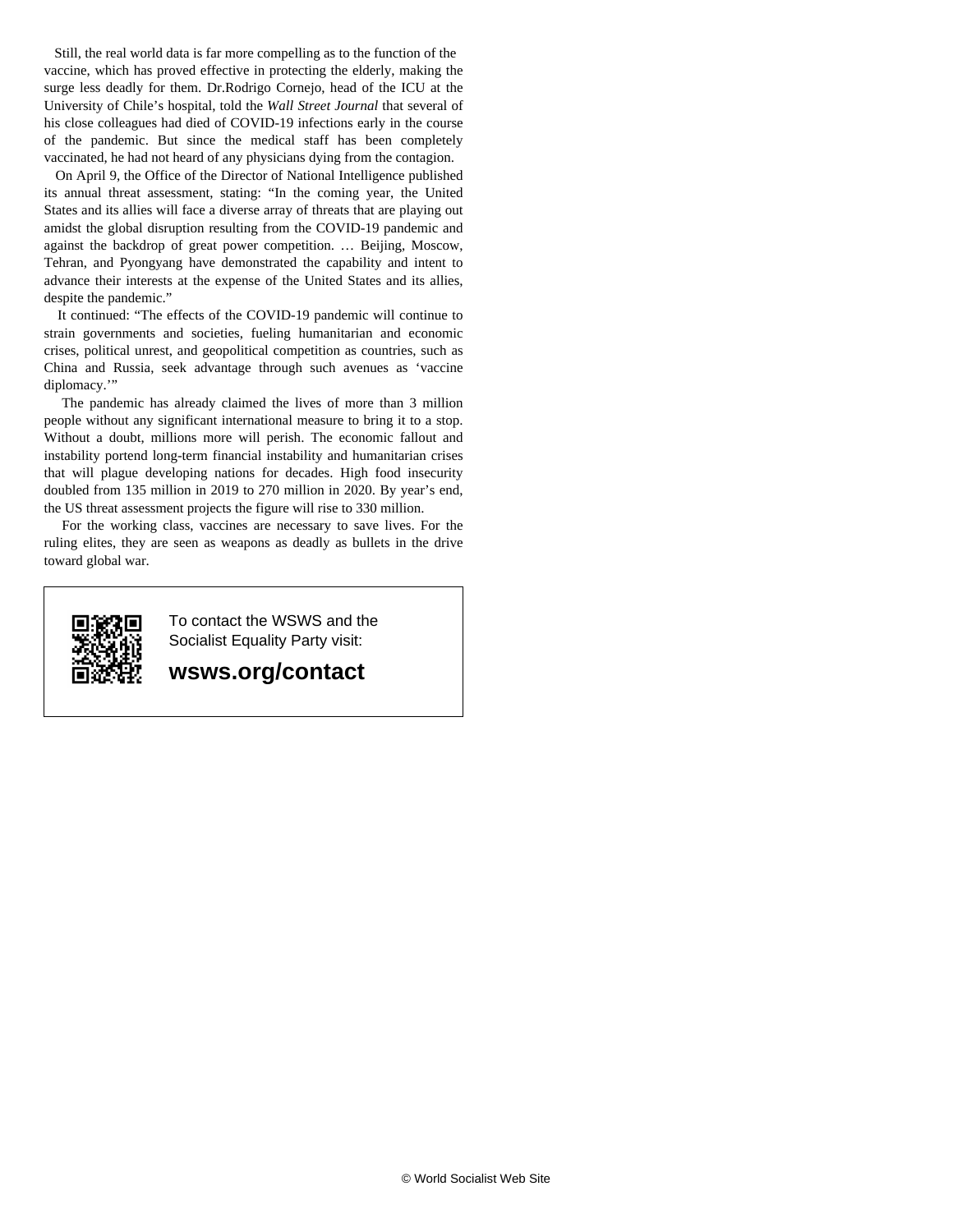Still, the real world data is far more compelling as to the function of the vaccine, which has proved effective in protecting the elderly, making the surge less deadly for them. Dr.Rodrigo Cornejo, head of the ICU at the University of Chile's hospital, told the *Wall Street Journal* that several of his close colleagues had died of COVID-19 infections early in the course of the pandemic. But since the medical staff has been completely vaccinated, he had not heard of any physicians dying from the contagion.

On April 9, the Office of the Director of National Intelligence published its annual threat assessment, stating: "In the coming year, the United States and its allies will face a diverse array of threats that are playing out amidst the global disruption resulting from the COVID-19 pandemic and against the backdrop of great power competition. … Beijing, Moscow, Tehran, and Pyongyang have demonstrated the capability and intent to advance their interests at the expense of the United States and its allies, despite the pandemic."

It continued: "The effects of the COVID-19 pandemic will continue to strain governments and societies, fueling humanitarian and economic crises, political unrest, and geopolitical competition as countries, such as China and Russia, seek advantage through such avenues as 'vaccine diplomacy.'"

The pandemic has already claimed the lives of more than 3 million people without any significant international measure to bring it to a stop. Without a doubt, millions more will perish. The economic fallout and instability portend long-term financial instability and humanitarian crises that will plague developing nations for decades. High food insecurity doubled from 135 million in 2019 to 270 million in 2020. By year's end, the US threat assessment projects the figure will rise to 330 million.

For the working class, vaccines are necessary to save lives. For the ruling elites, they are seen as weapons as deadly as bullets in the drive toward global war.

To contact the WSWS and the Socialist Equality Party visit:

**wsws.org/contact**